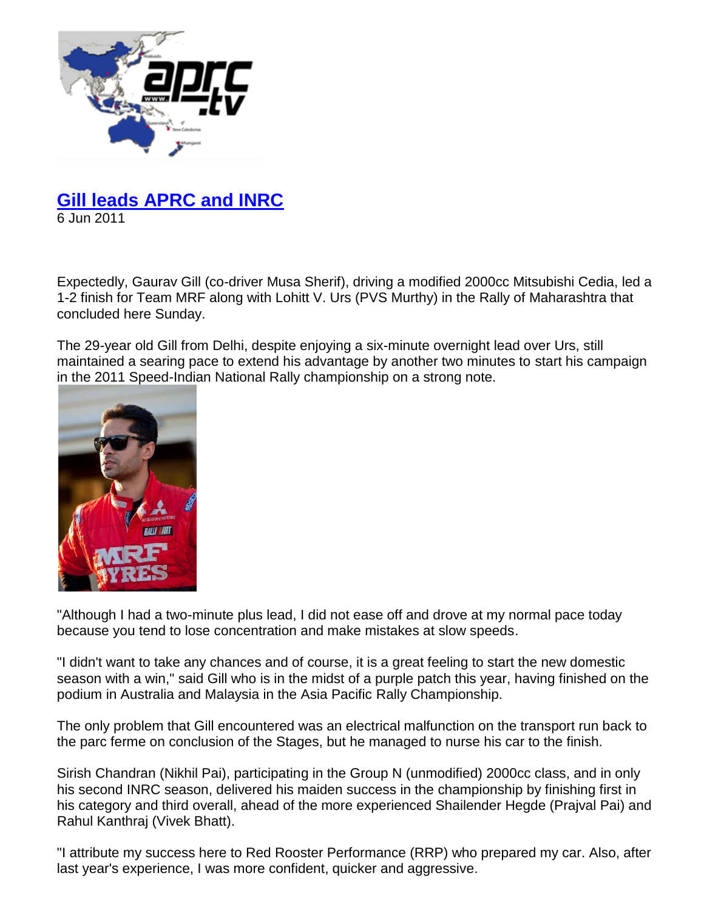# [Gill leads APRC and INRC]

6 Jun 2011

Expectedly, Gaurav Gill (co-driver Musa Sherif), driving a modified 2000cc Mitsubishi Cedia, led a 1-2 finish for Team MRF along with Lohitt V. Urs (PVS Murthy) in the Rally of Maharashtra that concluded here Sunday.

The 29-year old Gill from Delhi, despite enjoying a six-minute overnight lead over Urs, still maintained a searing pace to extend his advantage by another two minutes to start his campaign in the 2011 Speed-Indian National Rally championship on a strong note.

"Although I had a two-minute plus lead, I did not ease off and drove at my normal pace today because you tend to lose concentration and make mistakes at slow speeds.

"I didn't want to take any chances and of course, it is a great feeling to start the new domestic season with a win," said Gill who is in the midst of a purple patch this year, having finished on the podium in Australia and Malaysia in the Asia Pacific Rally Championship.

The only problem that Gill encountered was an electrical malfunction on the transport run back to the parc ferme on conclusion of the Stages, but he managed to nurse his car to the finish.

Sirish Chandran (Nikhil Pai), participating in the Group N (unmodified) 2000cc class, and in only his second INRC season, delivered his maiden success in the championship by finishing first in his category and third overall, ahead of the more experienced Shailender Hegde (Prajval Pai) and Rahul Kanthraj (Vivek Bhatt).

"I attribute my success here to Red Rooster Performance (RRP) who prepared my car. Also, after last year's experience, I was more confident, quicker and aggressive.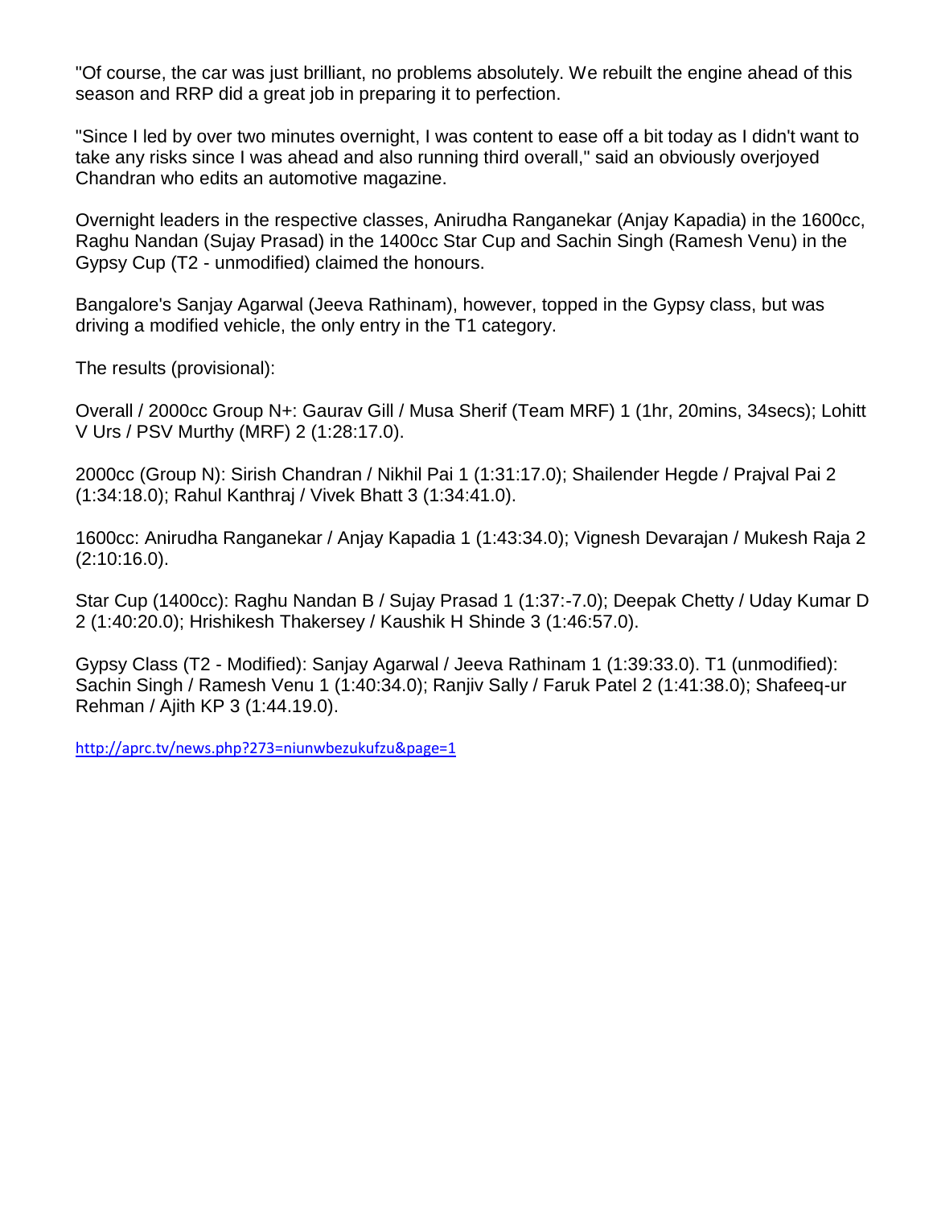"Of course, the car was just brilliant, no problems absolutely. We rebuilt the engine ahead of this season and RRP did a great job in preparing it to perfection.

"Since I led by over two minutes overnight, I was content to ease off a bit today as I didn't want to take any risks since I was ahead and also running third overall," said an obviously overjoyed Chandran who edits an automotive magazine.

Overnight leaders in the respective classes, Anirudha Ranganekar (Anjay Kapadia) in the 1600cc, Raghu Nandan (Sujay Prasad) in the 1400cc Star Cup and Sachin Singh (Ramesh Venu) in the Gypsy Cup (T2 - unmodified) claimed the honours.

Bangalore's Sanjay Agarwal (Jeeva Rathinam), however, topped in the Gypsy class, but was driving a modified vehicle, the only entry in the T1 category.

The results (provisional):

Overall / 2000cc Group N+: Gaurav Gill / Musa Sherif (Team MRF) 1 (1hr, 20mins, 34secs); Lohitt V Urs / PSV Murthy (MRF) 2 (1:28:17.0).

2000cc (Group N): Sirish Chandran / Nikhil Pai 1 (1:31:17.0); Shailender Hegde / Prajval Pai 2 (1:34:18.0); Rahul Kanthraj / Vivek Bhatt 3 (1:34:41.0).

1600cc: Anirudha Ranganekar / Anjay Kapadia 1 (1:43:34.0); Vignesh Devarajan / Mukesh Raja 2 (2:10:16.0).

Star Cup (1400cc): Raghu Nandan B / Sujay Prasad 1 (1:37:-7.0); Deepak Chetty / Uday Kumar D 2 (1:40:20.0); Hrishikesh Thakersey / Kaushik H Shinde 3 (1:46:57.0).

Gypsy Class (T2 - Modified): Sanjay Agarwal / Jeeva Rathinam 1 (1:39:33.0). T1 (unmodified): Sachin Singh / Ramesh Venu 1 (1:40:34.0); Ranjiv Sally / Faruk Patel 2 (1:41:38.0); Shafeeq-ur Rehman / Ajith KP 3 (1:44.19.0).

http://aprc.tv/news.php?273=niunwbezukufzu&page=1